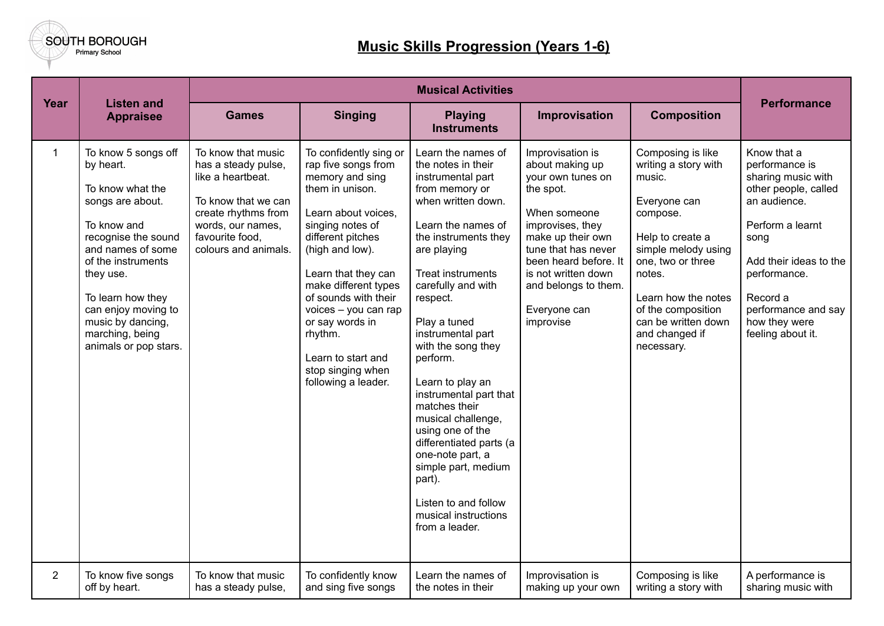SOUTH BOROUGH
Primary School

# Music Skills Progression (Years 1-6)

| Year | Listen and Appraisee | Musical Activities | | | | | Performance |
|---|---|---|---|---|---|---|---|
| | | Games | Singing | Playing Instruments | Improvisation | Composition | |
| 1 | To know 5 songs off by heart.<br><br>To know what the songs are about.<br><br>To know and recognise the sound and names of some of the instruments they use.<br><br>To learn how they can enjoy moving to music by dancing, marching, being animals or pop stars. | To know that music has a steady pulse, like a heartbeat.<br><br>To know that we can create rhythms from words, our names, favourite food, colours and animals. | To confidently sing or rap five songs from memory and sing them in unison.<br><br>Learn about voices, singing notes of different pitches (high and low).<br><br>Learn that they can make different types of sounds with their voices – you can rap or say words in rhythm.<br><br>Learn to start and stop singing when following a leader. | Learn the names of the notes in their instrumental part from memory or when written down.<br><br>Learn the names of the instruments they are playing<br><br>Treat instruments carefully and with respect.<br><br>Play a tuned instrumental part with the song they perform.<br><br>Learn to play an instrumental part that matches their musical challenge, using one of the differentiated parts (a one-note part, a simple part, medium part).<br><br>Listen to and follow musical instructions from a leader. | Improvisation is about making up your own tunes on the spot.<br><br>When someone improvises, they make up their own tune that has never been heard before. It is not written down and belongs to them.<br><br>Everyone can improvise | Composing is like writing a story with music.<br><br>Everyone can compose.<br><br>Help to create a simple melody using one, two or three notes.<br><br>Learn how the notes of the composition can be written down and changed if necessary. | Know that a performance is sharing music with other people, called an audience.<br><br>Perform a learnt song<br><br>Add their ideas to the performance.<br><br>Record a performance and say how they were feeling about it. |
| 2 | To know five songs off by heart. | To know that music has a steady pulse, | To confidently know and sing five songs | Learn the names of the notes in their | Improvisation is making up your own | Composing is like writing a story with | A performance is sharing music with |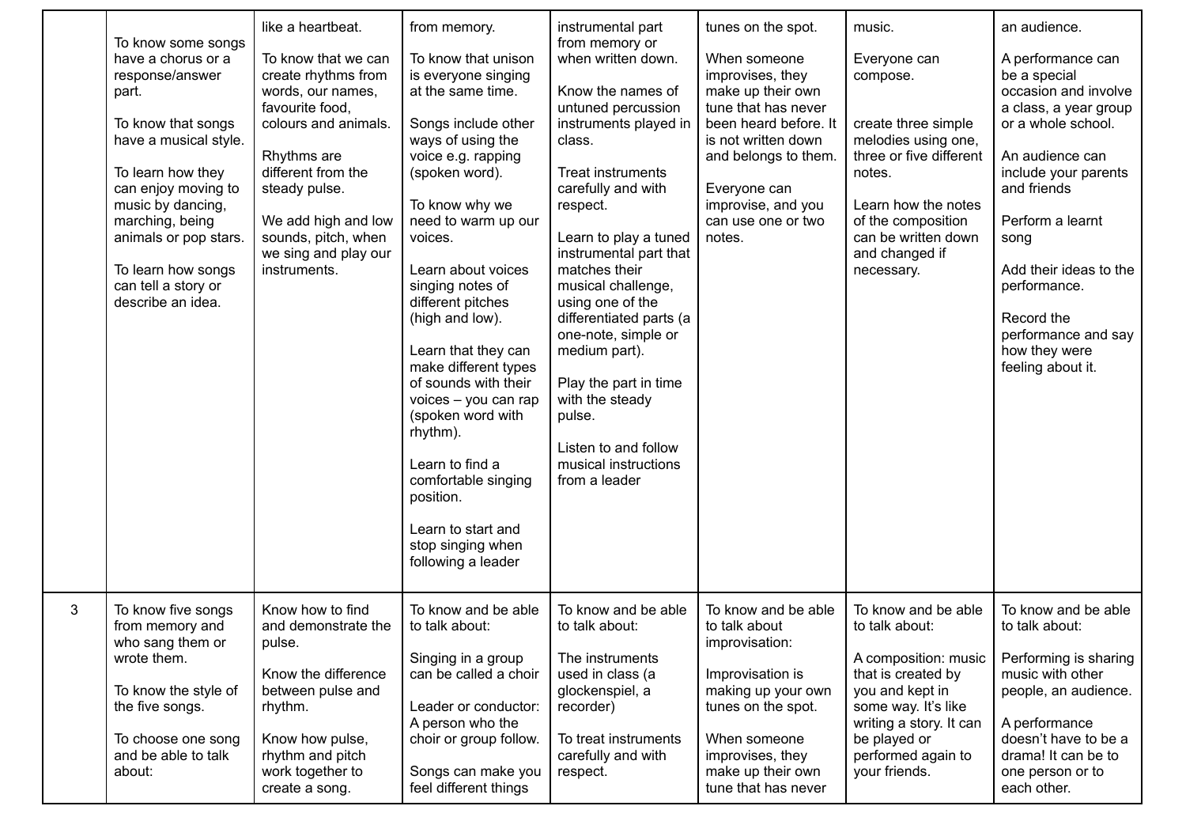| | | | | | | | |
|---|---|---|---|---|---|---|---|
| | To know some songs have a chorus or a response/answer part.<br><br>To know that songs have a musical style.<br><br>To learn how they can enjoy moving to music by dancing, marching, being animals or pop stars.<br><br>To learn how songs can tell a story or describe an idea. | like a heartbeat.<br><br>To know that we can create rhythms from words, our names, favourite food, colours and animals.<br><br>Rhythms are different from the steady pulse.<br><br>We add high and low sounds, pitch, when we sing and play our instruments. | from memory.<br><br>To know that unison is everyone singing at the same time.<br><br>Songs include other ways of using the voice e.g. rapping (spoken word).<br><br>To know why we need to warm up our voices.<br><br>Learn about voices singing notes of different pitches (high and low).<br><br>Learn that they can make different types of sounds with their voices – you can rap (spoken word with rhythm).<br><br>Learn to find a comfortable singing position.<br><br>Learn to start and stop singing when following a leader | instrumental part from memory or when written down.<br><br>Know the names of untuned percussion instruments played in class.<br><br>Treat instruments carefully and with respect.<br><br>Learn to play a tuned instrumental part that matches their musical challenge, using one of the differentiated parts (a one-note, simple or medium part).<br><br>Play the part in time with the steady pulse.<br><br>Listen to and follow musical instructions from a leader | tunes on the spot.<br><br>When someone improvises, they make up their own tune that has never been heard before. It is not written down and belongs to them.<br><br>Everyone can improvise, and you can use one or two notes. | music.<br><br>Everyone can compose.<br><br>create three simple melodies using one, three or five different notes.<br><br>Learn how the notes of the composition can be written down and changed if necessary. | an audience.<br><br>A performance can be a special occasion and involve a class, a year group or a whole school.<br><br>An audience can include your parents and friends<br><br>Perform a learnt song<br><br>Add their ideas to the performance.<br><br>Record the performance and say how they were feeling about it. |
| 3 | To know five songs from memory and who sang them or wrote them.<br><br>To know the style of the five songs.<br><br>To choose one song and be able to talk about: | Know how to find and demonstrate the pulse.<br><br>Know the difference between pulse and rhythm.<br><br>Know how pulse, rhythm and pitch work together to create a song. | To know and be able to talk about:<br><br>Singing in a group can be called a choir<br><br>Leader or conductor: A person who the choir or group follow.<br><br>Songs can make you feel different things | To know and be able to talk about:<br><br>The instruments used in class (a glockenspiel, a recorder)<br><br>To treat instruments carefully and with respect. | To know and be able to talk about improvisation:<br><br>Improvisation is making up your own tunes on the spot.<br><br>When someone improvises, they make up their own tune that has never | To know and be able to talk about:<br><br>A composition: music that is created by you and kept in some way. It's like writing a story. It can be played or performed again to your friends. | To know and be able to talk about:<br><br>Performing is sharing music with other people, an audience.<br><br>A performance doesn't have to be a drama! It can be to one person or to each other. |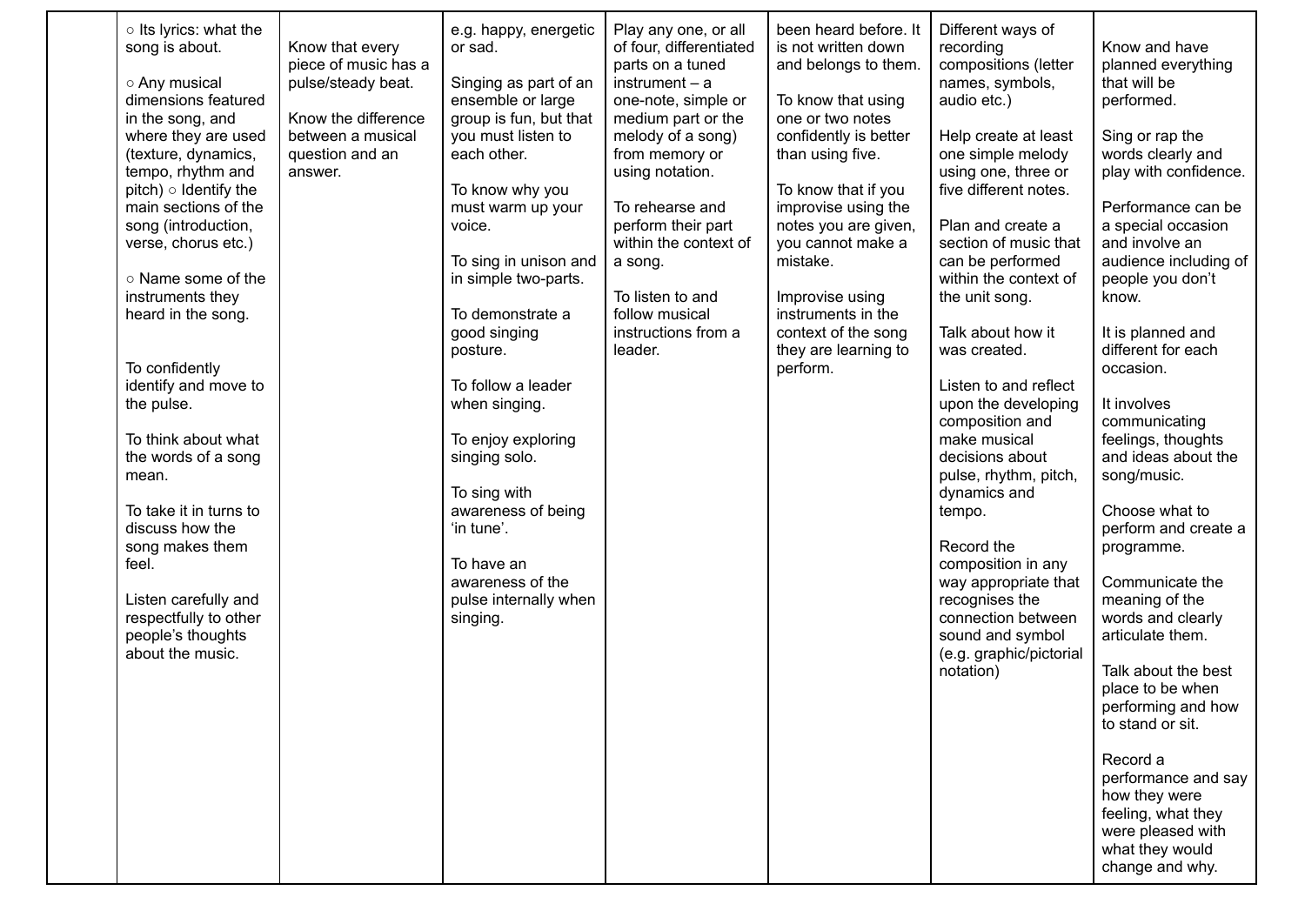| | | | | | | | |
|---|---|---|---|---|---|---|---|
| | ○ Its lyrics: what the song is about.<br><br>○ Any musical dimensions featured in the song, and where they are used (texture, dynamics, tempo, rhythm and pitch) ○ Identify the main sections of the song (introduction, verse, chorus etc.)<br><br>○ Name some of the instruments they heard in the song.<br><br>To confidently identify and move to the pulse.<br><br>To think about what the words of a song mean.<br><br>To take it in turns to discuss how the song makes them feel.<br><br>Listen carefully and respectfully to other people's thoughts about the music. | Know that every piece of music has a pulse/steady beat.<br><br>Know the difference between a musical question and an answer. | e.g. happy, energetic or sad.<br><br>Singing as part of an ensemble or large group is fun, but that you must listen to each other.<br><br>To know why you must warm up your voice.<br><br>To sing in unison and in simple two-parts.<br><br>To demonstrate a good singing posture.<br><br>To follow a leader when singing.<br><br>To enjoy exploring singing solo.<br><br>To sing with awareness of being 'in tune'.<br><br>To have an awareness of the pulse internally when singing. | Play any one, or all of four, differentiated parts on a tuned instrument – a one-note, simple or medium part or the melody of a song) from memory or using notation.<br><br>To rehearse and perform their part within the context of a song.<br><br>To listen to and follow musical instructions from a leader. | been heard before. It is not written down and belongs to them.<br><br>To know that using one or two notes confidently is better than using five.<br><br>To know that if you improvise using the notes you are given, you cannot make a mistake.<br><br>Improvise using instruments in the context of the song they are learning to perform. | Different ways of recording compositions (letter names, symbols, audio etc.)<br><br>Help create at least one simple melody using one, three or five different notes.<br><br>Plan and create a section of music that can be performed within the context of the unit song.<br><br>Talk about how it was created.<br><br>Listen to and reflect upon the developing composition and make musical decisions about pulse, rhythm, pitch, dynamics and tempo.<br><br>Record the composition in any way appropriate that recognises the connection between sound and symbol (e.g. graphic/pictorial notation) | Know and have planned everything that will be performed.<br><br>Sing or rap the words clearly and play with confidence.<br><br>Performance can be a special occasion and involve an audience including of people you don't know.<br><br>It is planned and different for each occasion.<br><br>It involves communicating feelings, thoughts and ideas about the song/music.<br><br>Choose what to perform and create a programme.<br><br>Communicate the meaning of the words and clearly articulate them.<br><br>Talk about the best place to be when performing and how to stand or sit.<br><br>Record a performance and say how they were feeling, what they were pleased with what they would change and why. |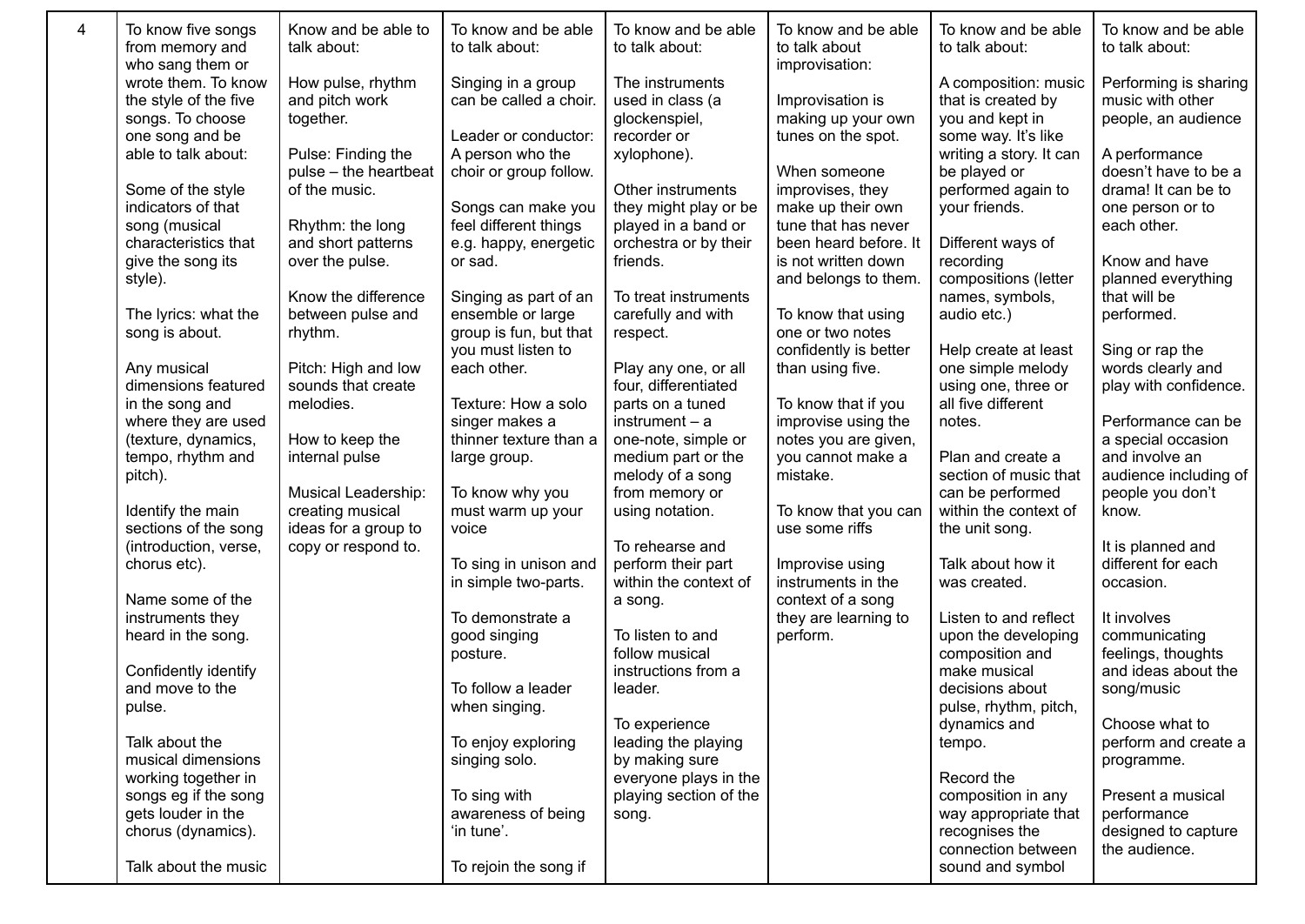| | | | | | | | |
|---|---|---|---|---|---|---|---|
| 4 | To know five songs from memory and who sang them or wrote them. To know the style of the five songs. To choose one song and be able to talk about:<br><br>Some of the style indicators of that song (musical characteristics that give the song its style).<br><br>The lyrics: what the song is about.<br><br>Any musical dimensions featured in the song and where they are used (texture, dynamics, tempo, rhythm and pitch).<br><br>Identify the main sections of the song (introduction, verse, chorus etc).<br><br>Name some of the instruments they heard in the song.<br><br>Confidently identify and move to the pulse.<br><br>Talk about the musical dimensions working together in songs eg if the song gets louder in the chorus (dynamics).<br><br>Talk about the music | Know and be able to talk about:<br><br>How pulse, rhythm and pitch work together.<br><br>Pulse: Finding the pulse – the heartbeat of the music.<br><br>Rhythm: the long and short patterns over the pulse.<br><br>Know the difference between pulse and rhythm.<br><br>Pitch: High and low sounds that create melodies.<br><br>How to keep the internal pulse<br><br>Musical Leadership: creating musical ideas for a group to copy or respond to. | To know and be able to talk about:<br><br>Singing in a group can be called a choir.<br><br>Leader or conductor: A person who the choir or group follow.<br><br>Songs can make you feel different things e.g. happy, energetic or sad.<br><br>Singing as part of an ensemble or large group is fun, but that you must listen to each other.<br><br>Texture: How a solo singer makes a thinner texture than a large group.<br><br>To know why you must warm up your voice<br><br>To sing in unison and in simple two-parts.<br><br>To demonstrate a good singing posture.<br><br>To follow a leader when singing.<br><br>To enjoy exploring singing solo.<br><br>To sing with awareness of being 'in tune'.<br><br>To rejoin the song if | To know and be able to talk about:<br><br>The instruments used in class (a glockenspiel, recorder or xylophone).<br><br>Other instruments they might play or be played in a band or orchestra or by their friends.<br><br>To treat instruments carefully and with respect.<br><br>Play any one, or all four, differentiated parts on a tuned instrument – a one-note, simple or medium part or the melody of a song from memory or using notation.<br><br>To rehearse and perform their part within the context of a song.<br><br>To listen to and follow musical instructions from a leader.<br><br>To experience leading the playing by making sure everyone plays in the playing section of the song. | To know and be able to talk about improvisation:<br><br>Improvisation is making up your own tunes on the spot.<br><br>When someone improvises, they make up their own tune that has never been heard before. It is not written down and belongs to them.<br><br>To know that using one or two notes confidently is better than using five.<br><br>To know that if you improvise using the notes you are given, you cannot make a mistake.<br><br>To know that you can use some riffs<br><br>Improvise using instruments in the context of a song they are learning to perform. | To know and be able to talk about:<br><br>A composition: music that is created by you and kept in some way. It's like writing a story. It can be played or performed again to your friends.<br><br>Different ways of recording compositions (letter names, symbols, audio etc.)<br><br>Help create at least one simple melody using one, three or all five different notes.<br><br>Plan and create a section of music that can be performed within the context of the unit song.<br><br>Talk about how it was created.<br><br>Listen to and reflect upon the developing composition and make musical decisions about pulse, rhythm, pitch, dynamics and tempo.<br><br>Record the composition in any way appropriate that recognises the connection between sound and symbol | To know and be able to talk about:<br><br>Performing is sharing music with other people, an audience<br><br>A performance doesn't have to be a drama! It can be to one person or to each other.<br><br>Know and have planned everything that will be performed.<br><br>Sing or rap the words clearly and play with confidence.<br><br>Performance can be a special occasion and involve an audience including of people you don't know.<br><br>It is planned and different for each occasion.<br><br>It involves communicating feelings, thoughts and ideas about the song/music<br><br>Choose what to perform and create a programme.<br><br>Present a musical performance designed to capture the audience. |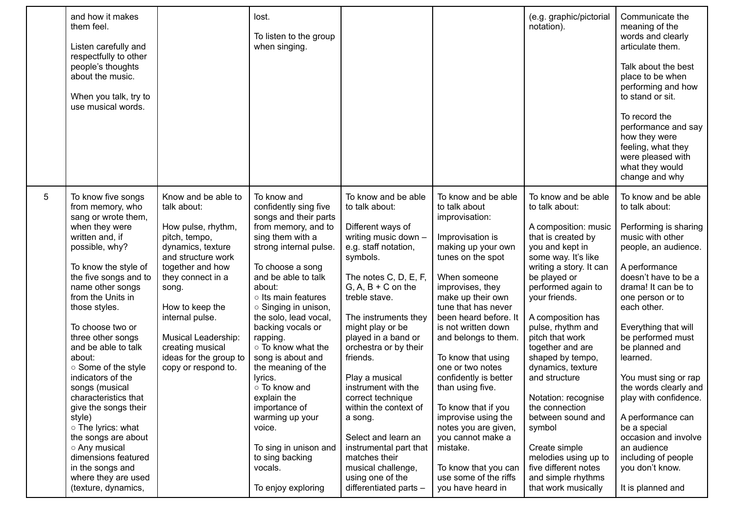| | | | | | | | |
|---|---|---|---|---|---|---|---|
| | and how it makes them feel.<br><br>Listen carefully and respectfully to other people's thoughts about the music.<br><br>When you talk, try to use musical words. | | lost.<br><br>To listen to the group when singing. | | | (e.g. graphic/pictorial notation). | Communicate the meaning of the words and clearly articulate them.<br><br>Talk about the best place to be when performing and how to stand or sit.<br><br>To record the performance and say how they were feeling, what they were pleased with what they would change and why |
| 5 | To know five songs from memory, who sang or wrote them, when they were written and, if possible, why?<br><br>To know the style of the five songs and to name other songs from the Units in those styles.<br><br>To choose two or three other songs and be able to talk about:<br>○ Some of the style indicators of the songs (musical characteristics that give the songs their style)<br>○ The lyrics: what the songs are about<br>○ Any musical dimensions featured in the songs and where they are used (texture, dynamics, | Know and be able to talk about:<br><br>How pulse, rhythm, pitch, tempo, dynamics, texture and structure work together and how they connect in a song.<br><br>How to keep the internal pulse.<br><br>Musical Leadership: creating musical ideas for the group to copy or respond to. | To know and confidently sing five songs and their parts from memory, and to sing them with a strong internal pulse.<br><br>To choose a song and be able to talk about:<br>○ Its main features<br>○ Singing in unison, the solo, lead vocal, backing vocals or rapping.<br>○ To know what the song is about and the meaning of the lyrics.<br>○ To know and explain the importance of warming up your voice.<br><br>To sing in unison and to sing backing vocals.<br><br>To enjoy exploring | To know and be able to talk about:<br><br>Different ways of writing music down – e.g. staff notation, symbols.<br><br>The notes C, D, E, F, G, A, B + C on the treble stave.<br><br>The instruments they might play or be played in a band or orchestra or by their friends.<br><br>Play a musical instrument with the correct technique within the context of a song.<br><br>Select and learn an instrumental part that matches their musical challenge, using one of the differentiated parts – | To know and be able to talk about improvisation:<br><br>Improvisation is making up your own tunes on the spot<br><br>When someone improvises, they make up their own tune that has never been heard before. It is not written down and belongs to them.<br><br>To know that using one or two notes confidently is better than using five.<br><br>To know that if you improvise using the notes you are given, you cannot make a mistake.<br><br>To know that you can use some of the riffs you have heard in | To know and be able to talk about:<br><br>A composition: music that is created by you and kept in some way. It's like writing a story. It can be played or performed again to your friends.<br><br>A composition has pulse, rhythm and pitch that work together and are shaped by tempo, dynamics, texture and structure<br><br>Notation: recognise the connection between sound and symbol<br><br>Create simple melodies using up to five different notes and simple rhythms that work musically | To know and be able to talk about:<br><br>Performing is sharing music with other people, an audience.<br><br>A performance doesn't have to be a drama! It can be to one person or to each other.<br><br>Everything that will be performed must be planned and learned.<br><br>You must sing or rap the words clearly and play with confidence.<br><br>A performance can be a special occasion and involve an audience including of people you don't know.<br><br>It is planned and |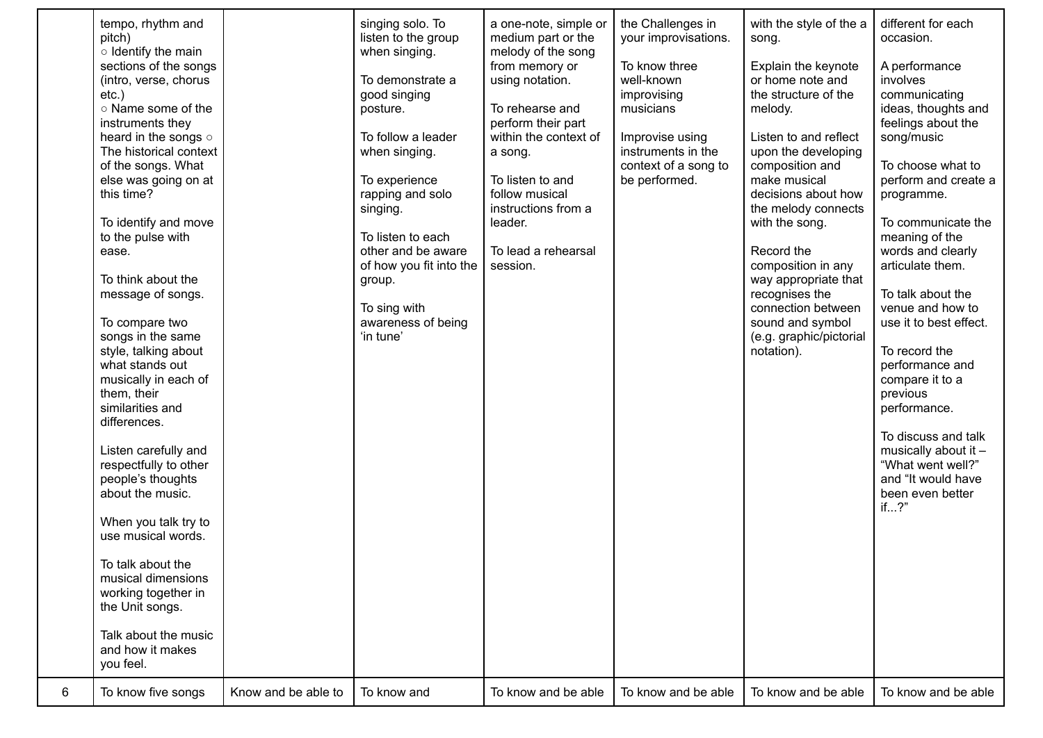| | | | | | | | |
|---|---|---|---|---|---|---|---|
| | tempo, rhythm and pitch)<br>○ Identify the main sections of the songs (intro, verse, chorus etc.)<br>○ Name some of the instruments they heard in the songs ○ The historical context of the songs. What else was going on at this time?<br><br>To identify and move to the pulse with ease.<br><br>To think about the message of songs.<br><br>To compare two songs in the same style, talking about what stands out musically in each of them, their similarities and differences.<br><br>Listen carefully and respectfully to other people's thoughts about the music.<br><br>When you talk try to use musical words.<br><br>To talk about the musical dimensions working together in the Unit songs.<br><br>Talk about the music and how it makes you feel. | | singing solo. To listen to the group when singing.<br><br>To demonstrate a good singing posture.<br><br>To follow a leader when singing.<br><br>To experience rapping and solo singing.<br><br>To listen to each other and be aware of how you fit into the group.<br><br>To sing with awareness of being 'in tune' | a one-note, simple or medium part or the melody of the song from memory or using notation.<br><br>To rehearse and perform their part within the context of a song.<br><br>To listen to and follow musical instructions from a leader.<br><br>To lead a rehearsal session. | the Challenges in your improvisations.<br><br>To know three well-known improvising musicians<br><br>Improvise using instruments in the context of a song to be performed. | with the style of the a song.<br><br>Explain the keynote or home note and the structure of the melody.<br><br>Listen to and reflect upon the developing composition and make musical decisions about how the melody connects with the song.<br><br>Record the composition in any way appropriate that recognises the connection between sound and symbol (e.g. graphic/pictorial notation). | different for each occasion.<br><br>A performance involves communicating ideas, thoughts and feelings about the song/music<br><br>To choose what to perform and create a programme.<br><br>To communicate the meaning of the words and clearly articulate them.<br><br>To talk about the venue and how to use it to best effect.<br><br>To record the performance and compare it to a previous performance.<br><br>To discuss and talk musically about it – "What went well?" and "It would have been even better if...?" |
| 6 | To know five songs | Know and be able to | To know and | To know and be able | To know and be able | To know and be able | To know and be able |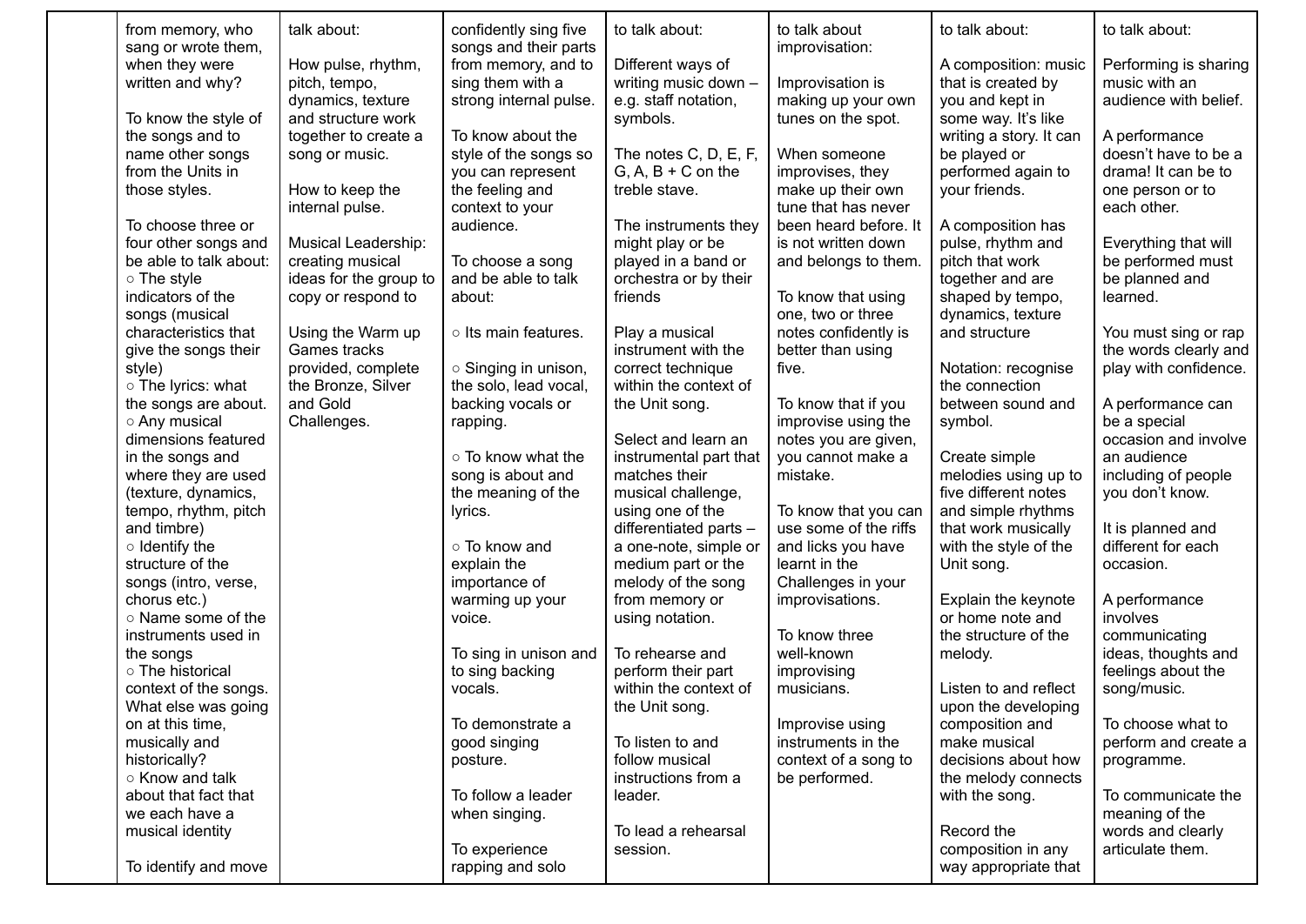| | | | | | | | |
|---|---|---|---|---|---|---|---|
| | from memory, who sang or wrote them, when they were written and why?<br><br>To know the style of the songs and to name other songs from the Units in those styles.<br><br>To choose three or four other songs and be able to talk about:<br>○ The style indicators of the songs (musical characteristics that give the songs their style)<br>○ The lyrics: what the songs are about.<br>○ Any musical dimensions featured in the songs and where they are used (texture, dynamics, tempo, rhythm, pitch and timbre)<br>○ Identify the structure of the songs (intro, verse, chorus etc.)<br>○ Name some of the instruments used in the songs<br>○ The historical context of the songs. What else was going on at this time, musically and historically?<br>○ Know and talk about that fact that we each have a musical identity<br><br>To identify and move | talk about:<br><br>How pulse, rhythm, pitch, tempo, dynamics, texture and structure work together to create a song or music.<br><br>How to keep the internal pulse.<br><br>Musical Leadership: creating musical ideas for the group to copy or respond to<br><br>Using the Warm up Games tracks provided, complete the Bronze, Silver and Gold Challenges. | confidently sing five songs and their parts from memory, and to sing them with a strong internal pulse.<br><br>To know about the style of the songs so you can represent the feeling and context to your audience.<br><br>To choose a song and be able to talk about:<br><br>○ Its main features.<br><br>○ Singing in unison, the solo, lead vocal, backing vocals or rapping.<br><br>○ To know what the song is about and the meaning of the lyrics.<br><br>○ To know and explain the importance of warming up your voice.<br><br>To sing in unison and to sing backing vocals.<br><br>To demonstrate a good singing posture.<br><br>To follow a leader when singing.<br><br>To experience rapping and solo | to talk about:<br><br>Different ways of writing music down – e.g. staff notation, symbols.<br><br>The notes C, D, E, F, G, A, B + C on the treble stave.<br><br>The instruments they might play or be played in a band or orchestra or by their friends<br><br>Play a musical instrument with the correct technique within the context of the Unit song.<br><br>Select and learn an instrumental part that matches their musical challenge, using one of the differentiated parts – a one-note, simple or medium part or the melody of the song from memory or using notation.<br><br>To rehearse and perform their part within the context of the Unit song.<br><br>To listen to and follow musical instructions from a leader.<br><br>To lead a rehearsal session. | to talk about improvisation:<br><br>Improvisation is making up your own tunes on the spot.<br><br>When someone improvises, they make up their own tune that has never been heard before. It is not written down and belongs to them.<br><br>To know that using one, two or three notes confidently is better than using five.<br><br>To know that if you improvise using the notes you are given, you cannot make a mistake.<br><br>To know that you can use some of the riffs and licks you have learnt in the Challenges in your improvisations.<br><br>To know three well-known improvising musicians.<br><br>Improvise using instruments in the context of a song to be performed. | to talk about:<br><br>A composition: music that is created by you and kept in some way. It's like writing a story. It can be played or performed again to your friends.<br><br>A composition has pulse, rhythm and pitch that work together and are shaped by tempo, dynamics, texture and structure<br><br>Notation: recognise the connection between sound and symbol.<br><br>Create simple melodies using up to five different notes and simple rhythms that work musically with the style of the Unit song.<br><br>Explain the keynote or home note and the structure of the melody.<br><br>Listen to and reflect upon the developing composition and make musical decisions about how the melody connects with the song.<br><br>Record the composition in any way appropriate that | to talk about:<br><br>Performing is sharing music with an audience with belief.<br><br>A performance doesn't have to be a drama! It can be to one person or to each other.<br><br>Everything that will be performed must be planned and learned.<br><br>You must sing or rap the words clearly and play with confidence.<br><br>A performance can be a special occasion and involve an audience including of people you don't know.<br><br>It is planned and different for each occasion.<br><br>A performance involves communicating ideas, thoughts and feelings about the song/music.<br><br>To choose what to perform and create a programme.<br><br>To communicate the meaning of the words and clearly articulate them. |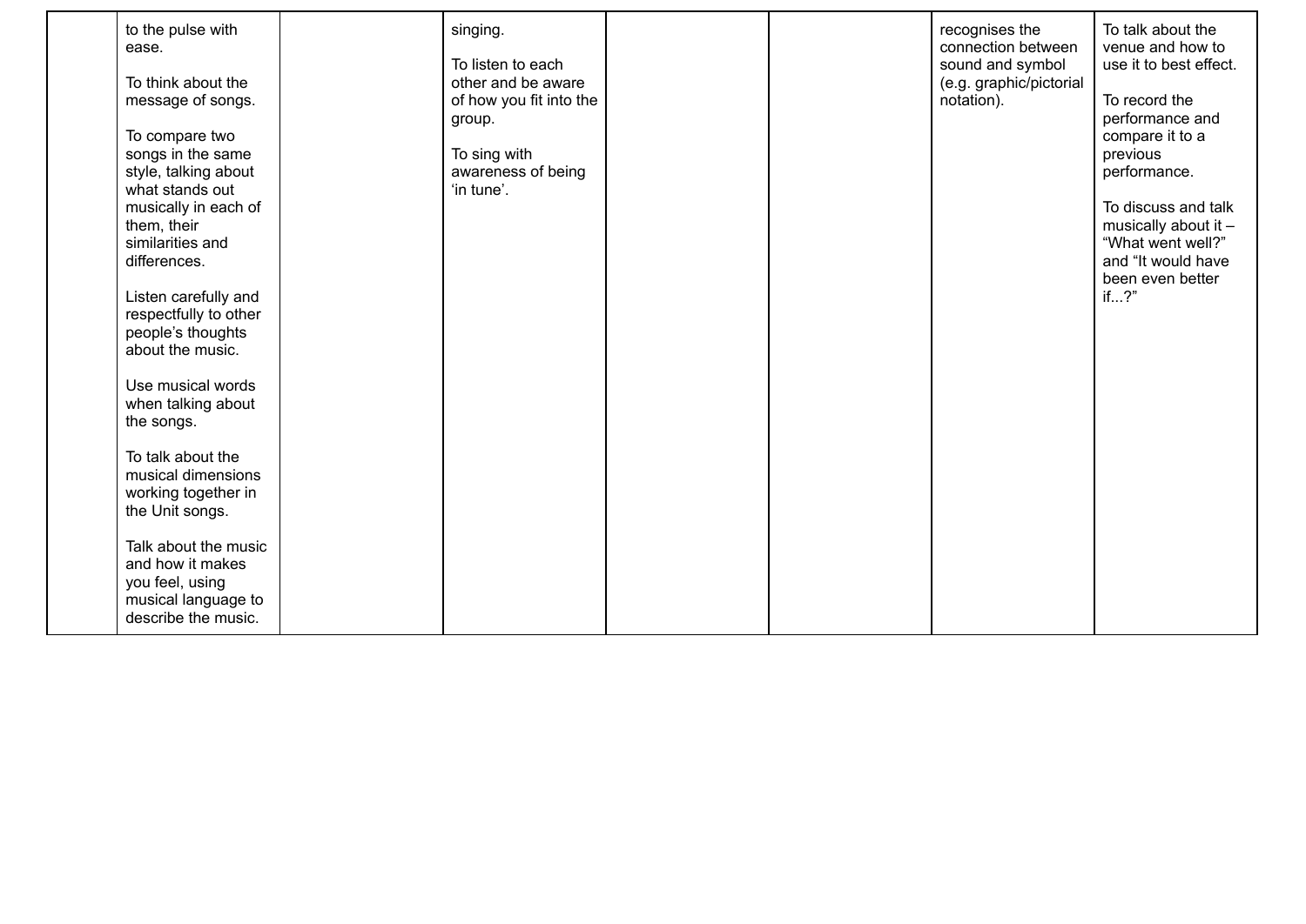| | | | | | | | |
|---|---|---|---|---|---|---|---|
| | to the pulse with ease.<br><br>To think about the message of songs.<br><br>To compare two songs in the same style, talking about what stands out musically in each of them, their similarities and differences.<br><br>Listen carefully and respectfully to other people's thoughts about the music.<br><br>Use musical words when talking about the songs.<br><br>To talk about the musical dimensions working together in the Unit songs.<br><br>Talk about the music and how it makes you feel, using musical language to describe the music. | | singing.<br><br>To listen to each other and be aware of how you fit into the group.<br><br>To sing with awareness of being 'in tune'. | | | recognises the connection between sound and symbol (e.g. graphic/pictorial notation). | To talk about the venue and how to use it to best effect.<br><br>To record the performance and compare it to a previous performance.<br><br>To discuss and talk musically about it – "What went well?" and "It would have been even better if...?" |